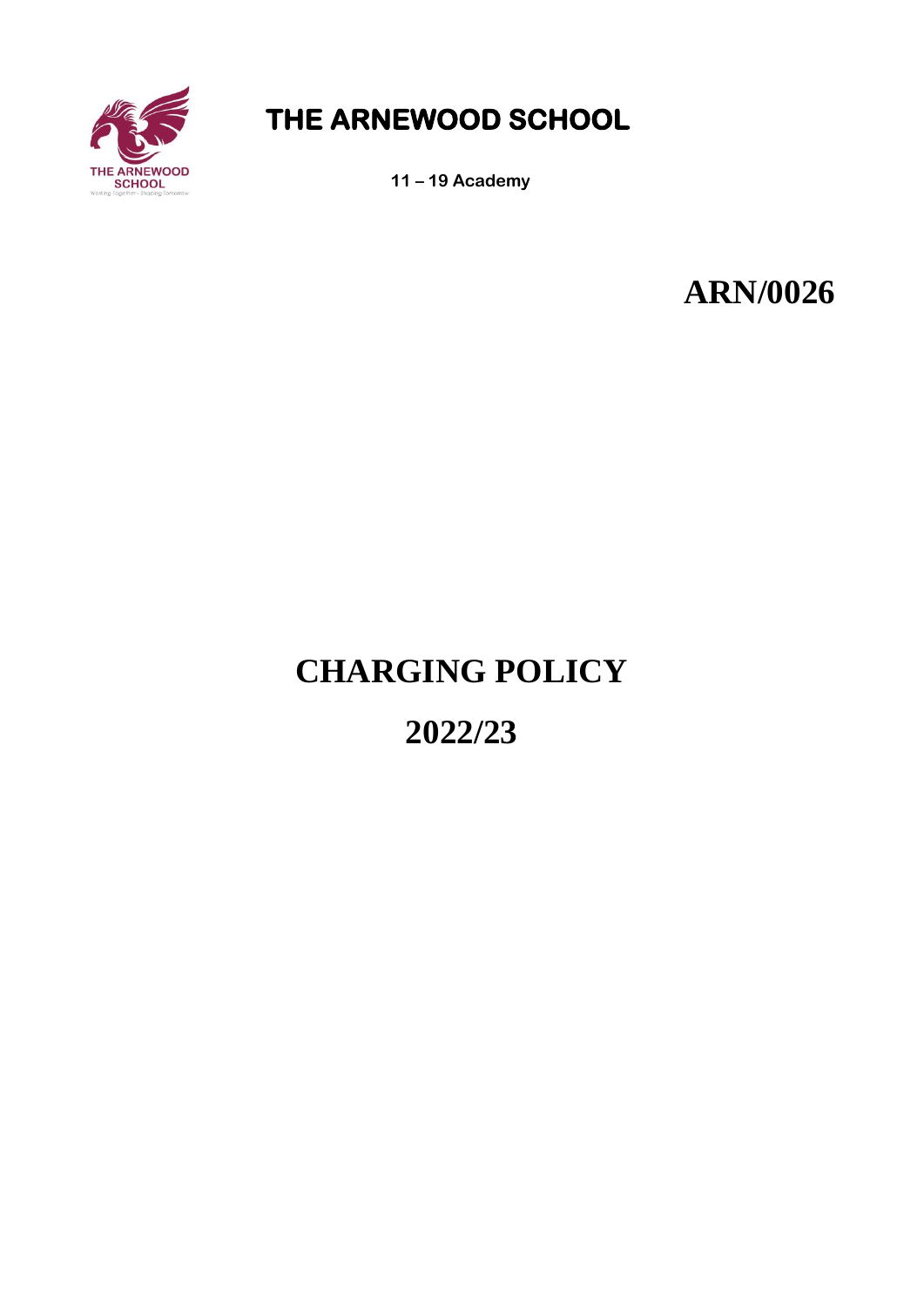# THE ARNEWOOD SCHOOL

**11 – 19 Academy**

**ARN/0026**

# CHARGING POLICY

# 2022/23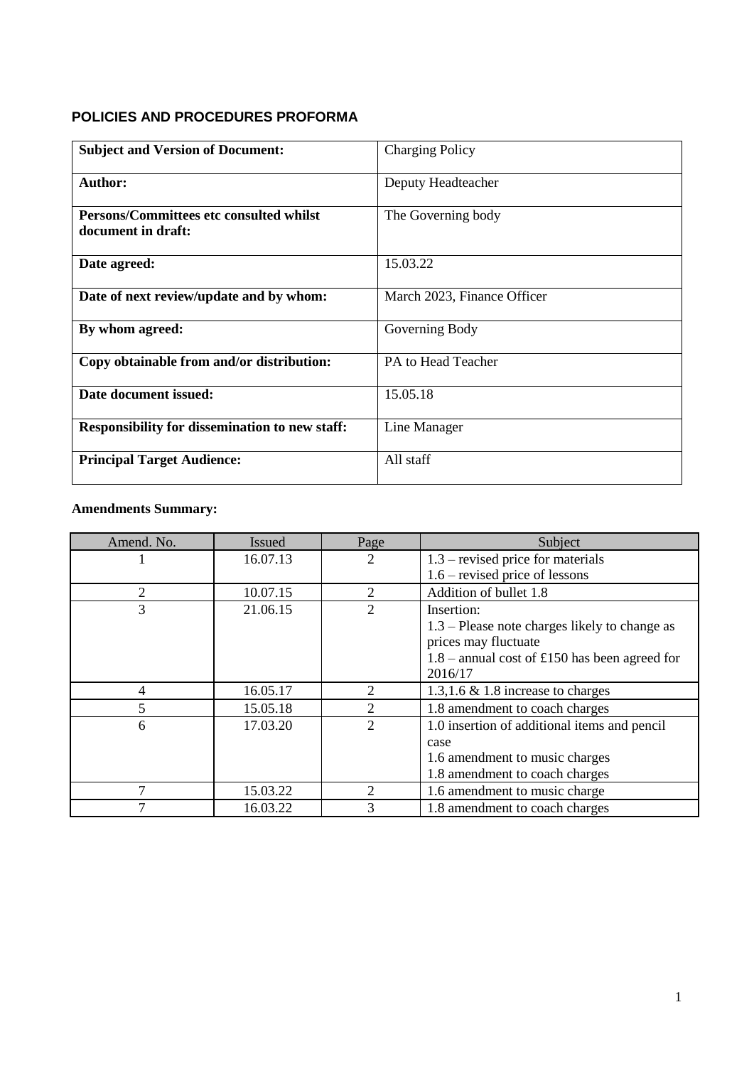## POLICIES AND PROCEDURES PROFORMA

| **Subject and Version of Document:** | Charging Policy |
|---|---|
| **Author:** | Deputy Headteacher |
| **Persons/Committees etc consulted whilst document in draft:** | The Governing body |
| **Date agreed:** | 15.03.22 |
| **Date of next review/update and by whom:** | March 2023, Finance Officer |
| **By whom agreed:** | Governing Body |
| **Copy obtainable from and/or distribution:** | PA to Head Teacher |
| **Date document issued:** | 15.05.18 |
| **Responsibility for dissemination to new staff:** | Line Manager |
| **Principal Target Audience:** | All staff |

**Amendments Summary:**

| Amend. No. | Issued | Page | Subject |
|---|---|---|---|
| 1 | 16.07.13 | 2 | 1.3 – revised price for materials<br>1.6 – revised price of lessons |
| 2 | 10.07.15 | 2 | Addition of bullet 1.8 |
| 3 | 21.06.15 | 2 | Insertion:<br>1.3 – Please note charges likely to change as prices may fluctuate<br>1.8 – annual cost of £150 has been agreed for 2016/17 |
| 4 | 16.05.17 | 2 | 1.3,1.6 & 1.8 increase to charges |
| 5 | 15.05.18 | 2 | 1.8 amendment to coach charges |
| 6 | 17.03.20 | 2 | 1.0 insertion of additional items and pencil case<br>1.6 amendment to music charges<br>1.8 amendment to coach charges |
| 7 | 15.03.22 | 2 | 1.6 amendment to music charge |
| 7 | 16.03.22 | 3 | 1.8 amendment to coach charges |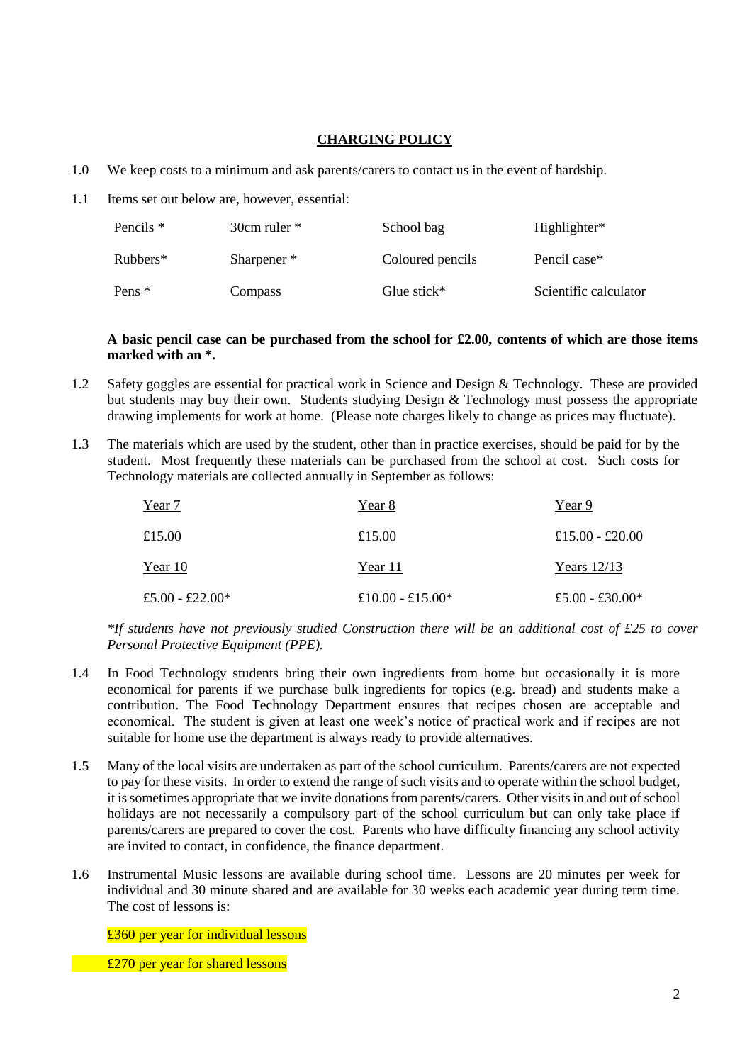## CHARGING POLICY

1.0 We keep costs to a minimum and ask parents/carers to contact us in the event of hardship.

1.1 Items set out below are, however, essential:

| | | | |
|---|---|---|---|
| Pencils * | 30cm ruler * | School bag | Highlighter* |
| Rubbers* | Sharpener * | Coloured pencils | Pencil case* |
| Pens * | Compass | Glue stick* | Scientific calculator |

**A basic pencil case can be purchased from the school for £2.00, contents of which are those items marked with an *.**

1.2 Safety goggles are essential for practical work in Science and Design & Technology. These are provided but students may buy their own. Students studying Design & Technology must possess the appropriate drawing implements for work at home. (Please note charges likely to change as prices may fluctuate).

1.3 The materials which are used by the student, other than in practice exercises, should be paid for by the student. Most frequently these materials can be purchased from the school at cost. Such costs for Technology materials are collected annually in September as follows:

| Year 7 | Year 8 | Year 9 |
|---|---|---|
| £15.00 | £15.00 | £15.00 - £20.00 |
| Year 10 | Year 11 | Years 12/13 |
| £5.00 - £22.00* | £10.00 - £15.00* | £5.00 - £30.00* |

*\*If students have not previously studied Construction there will be an additional cost of £25 to cover Personal Protective Equipment (PPE).*

1.4 In Food Technology students bring their own ingredients from home but occasionally it is more economical for parents if we purchase bulk ingredients for topics (e.g. bread) and students make a contribution. The Food Technology Department ensures that recipes chosen are acceptable and economical. The student is given at least one week's notice of practical work and if recipes are not suitable for home use the department is always ready to provide alternatives.

1.5 Many of the local visits are undertaken as part of the school curriculum. Parents/carers are not expected to pay for these visits. In order to extend the range of such visits and to operate within the school budget, it is sometimes appropriate that we invite donations from parents/carers. Other visits in and out of school holidays are not necessarily a compulsory part of the school curriculum but can only take place if parents/carers are prepared to cover the cost. Parents who have difficulty financing any school activity are invited to contact, in confidence, the finance department.

1.6 Instrumental Music lessons are available during school time. Lessons are 20 minutes per week for individual and 30 minute shared and are available for 30 weeks each academic year during term time. The cost of lessons is:

£360 per year for individual lessons

£270 per year for shared lessons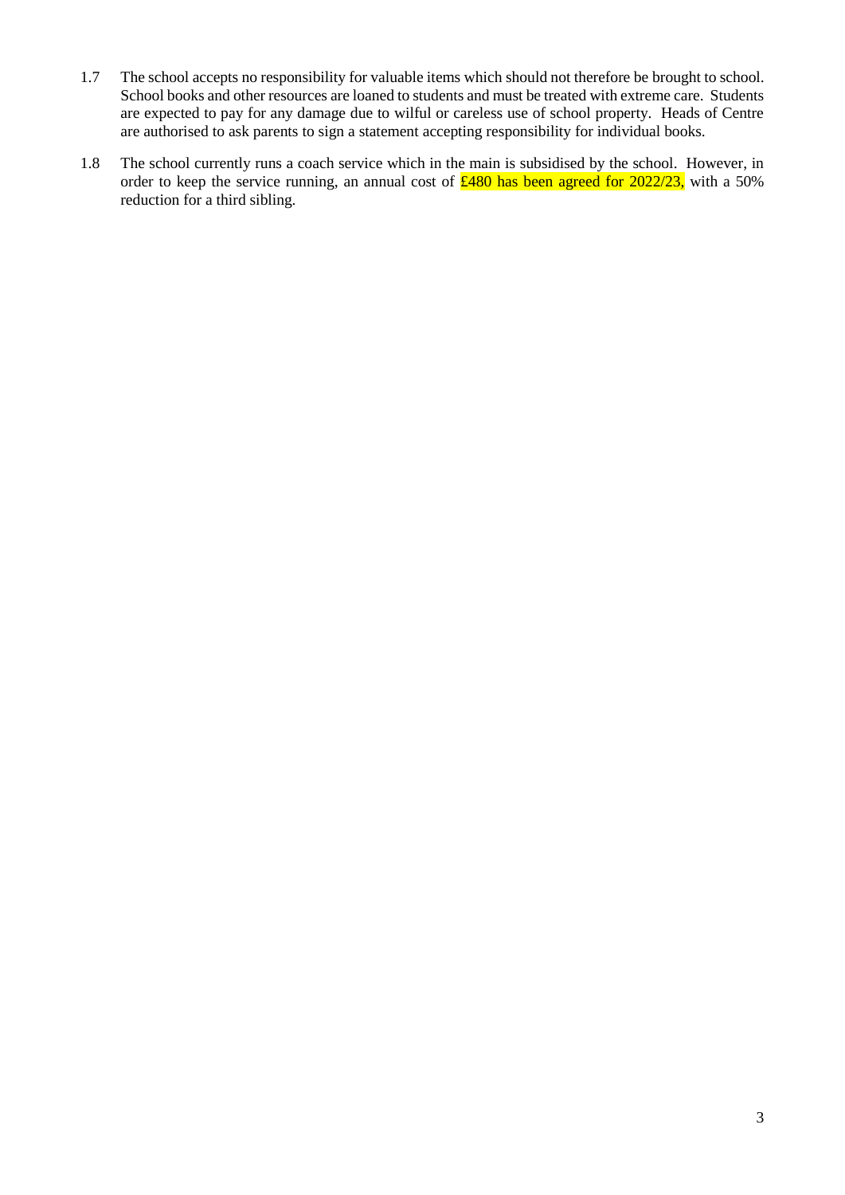1.7 The school accepts no responsibility for valuable items which should not therefore be brought to school. School books and other resources are loaned to students and must be treated with extreme care. Students are expected to pay for any damage due to wilful or careless use of school property. Heads of Centre are authorised to ask parents to sign a statement accepting responsibility for individual books.

1.8 The school currently runs a coach service which in the main is subsidised by the school. However, in order to keep the service running, an annual cost of £480 has been agreed for 2022/23, with a 50% reduction for a third sibling.